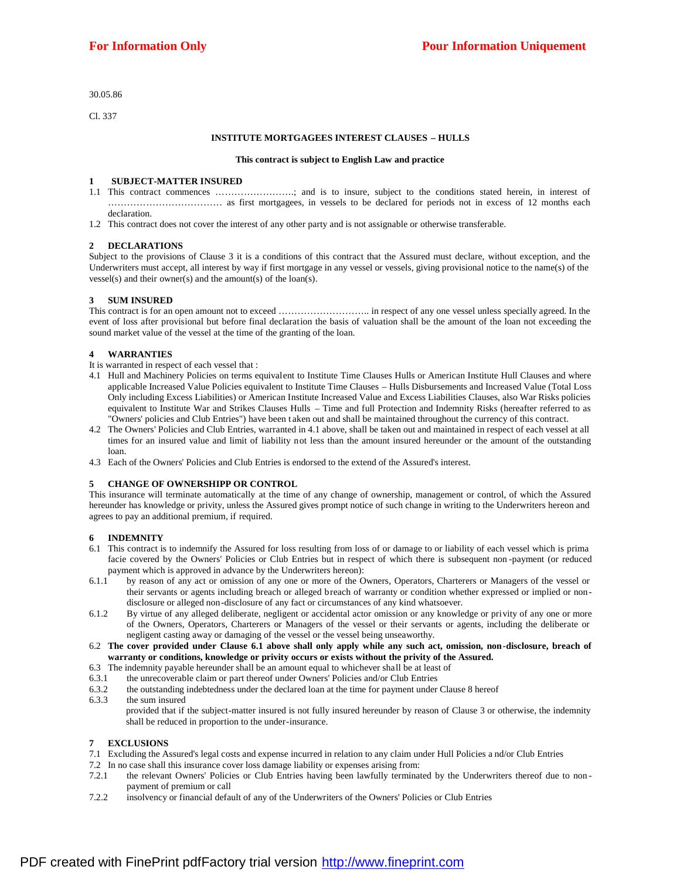**For Information Only** **Pour Information Uniquement**

30.05.86

Cl. 337

# INSTITUTE MORTGAGEES INTEREST CLAUSES – HULLS

**This contract is subject to English Law and practice**

## 1 SUBJECT-MATTER INSURED

1.1 This contract commences ……………………; and is to insure, subject to the conditions stated herein, in interest of ……………………………… as first mortgagees, in vessels to be declared for periods not in excess of 12 months each declaration.

1.2 This contract does not cover the interest of any other party and is not assignable or otherwise transferable.

## 2 DECLARATIONS

Subject to the provisions of Clause 3 it is a conditions of this contract that the Assured must declare, without exception, and the Underwriters must accept, all interest by way if first mortgage in any vessel or vessels, giving provisional notice to the name(s) of the vessel(s) and their owner(s) and the amount(s) of the loan(s).

## 3 SUM INSURED

This contract is for an open amount not to exceed ……………………….. in respect of any one vessel unless specially agreed. In the event of loss after provisional but before final declaration the basis of valuation shall be the amount of the loan not exceeding the sound market value of the vessel at the time of the granting of the loan.

## 4 WARRANTIES

It is warranted in respect of each vessel that :

4.1 Hull and Machinery Policies on terms equivalent to Institute Time Clauses Hulls or American Institute Hull Clauses and where applicable Increased Value Policies equivalent to Institute Time Clauses – Hulls Disbursements and Increased Value (Total Loss Only including Excess Liabilities) or American Institute Increased Value and Excess Liabilities Clauses, also War Risks policies equivalent to Institute War and Strikes Clauses Hulls – Time and full Protection and Indemnity Risks (hereafter referred to as "Owners' policies and Club Entries") have been taken out and shall be maintained throughout the currency of this contract.

4.2 The Owners' Policies and Club Entries, warranted in 4.1 above, shall be taken out and maintained in respect of each vessel at all times for an insured value and limit of liability not less than the amount insured hereunder or the amount of the outstanding loan.

4.3 Each of the Owners' Policies and Club Entries is endorsed to the extend of the Assured's interest.

## 5 CHANGE OF OWNERSHIPP OR CONTROL

This insurance will terminate automatically at the time of any change of ownership, management or control, of which the Assured hereunder has knowledge or privity, unless the Assured gives prompt notice of such change in writing to the Underwriters hereon and agrees to pay an additional premium, if required.

## 6 INDEMNITY

6.1 This contract is to indemnify the Assured for loss resulting from loss of or damage to or liability of each vessel which is prima facie covered by the Owners' Policies or Club Entries but in respect of which there is subsequent non-payment (or reduced payment which is approved in advance by the Underwriters hereon):

6.1.1 by reason of any act or omission of any one or more of the Owners, Operators, Charterers or Managers of the vessel or their servants or agents including breach or alleged breach of warranty or condition whether expressed or implied or non-disclosure or alleged non-disclosure of any fact or circumstances of any kind whatsoever.

6.1.2 By virtue of any alleged deliberate, negligent or accidental actor omission or any knowledge or privity of any one or more of the Owners, Operators, Charterers or Managers of the vessel or their servants or agents, including the deliberate or negligent casting away or damaging of the vessel or the vessel being unseaworthy.

6.2 **The cover provided under Clause 6.1 above shall only apply while any such act, omission, non-disclosure, breach of warranty or conditions, knowledge or privity occurs or exists without the privity of the Assured.**

6.3 The indemnity payable hereunder shall be an amount equal to whichever shall be at least of

6.3.1 the unrecoverable claim or part thereof under Owners' Policies and/or Club Entries

6.3.2 the outstanding indebtedness under the declared loan at the time for payment under Clause 8 hereof

6.3.3 the sum insured

provided that if the subject-matter insured is not fully insured hereunder by reason of Clause 3 or otherwise, the indemnity shall be reduced in proportion to the under-insurance.

## 7 EXCLUSIONS

7.1 Excluding the Assured's legal costs and expense incurred in relation to any claim under Hull Policies and/or Club Entries

7.2 In no case shall this insurance cover loss damage liability or expenses arising from:

7.2.1 the relevant Owners' Policies or Club Entries having been lawfully terminated by the Underwriters thereof due to non-payment of premium or call

7.2.2 insolvency or financial default of any of the Underwriters of the Owners' Policies or Club Entries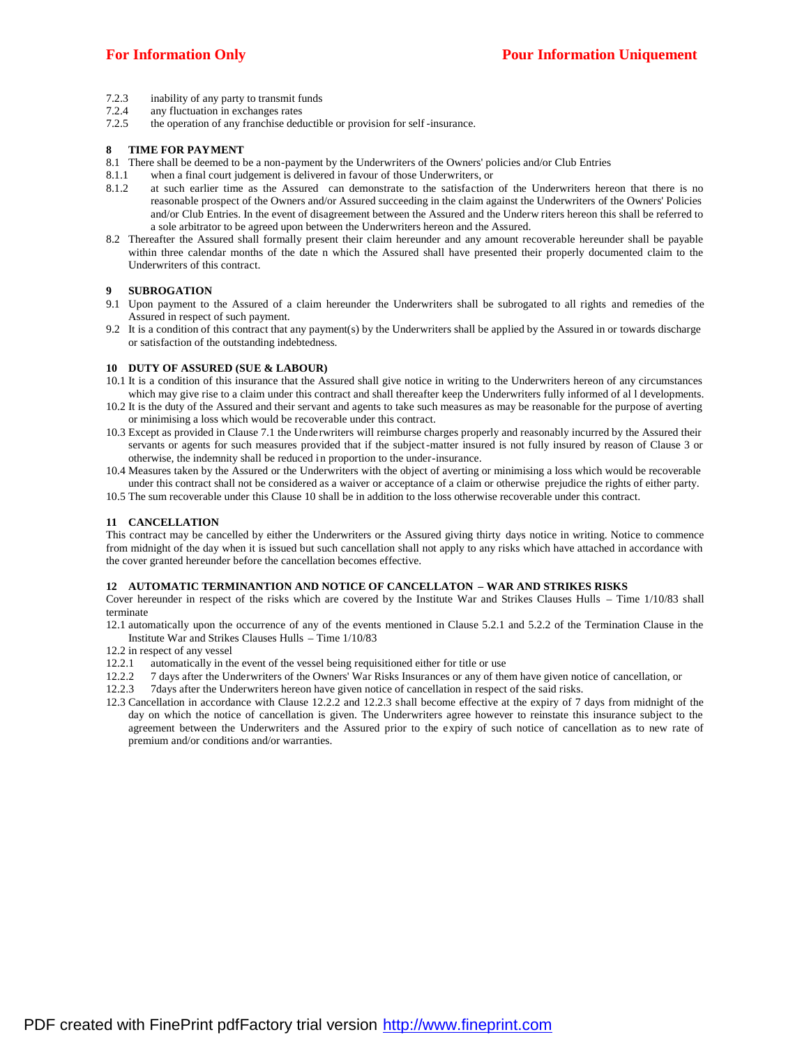7.2.3 inability of any party to transmit funds

7.2.4 any fluctuation in exchanges rates

7.2.5 the operation of any franchise deductible or provision for self -insurance.

**8 TIME FOR PAYMENT**

8.1 There shall be deemed to be a non-payment by the Underwriters of the Owners' policies and/or Club Entries

8.1.1 when a final court judgement is delivered in favour of those Underwriters, or

8.1.2 at such earlier time as the Assured can demonstrate to the satisfaction of the Underwriters hereon that there is no reasonable prospect of the Owners and/or Assured succeeding in the claim against the Underwriters of the Owners' Policies and/or Club Entries. In the event of disagreement between the Assured and the Underw riters hereon this shall be referred to a sole arbitrator to be agreed upon between the Underwriters hereon and the Assured.

8.2 Thereafter the Assured shall formally present their claim hereunder and any amount recoverable hereunder shall be payable within three calendar months of the date n which the Assured shall have presented their properly documented claim to the Underwriters of this contract.

**9 SUBROGATION**

9.1 Upon payment to the Assured of a claim hereunder the Underwriters shall be subrogated to all rights and remedies of the Assured in respect of such payment.

9.2 It is a condition of this contract that any payment(s) by the Underwriters shall be applied by the Assured in or towards discharge or satisfaction of the outstanding indebtedness.

**10 DUTY OF ASSURED (SUE & LABOUR)**

10.1 It is a condition of this insurance that the Assured shall give notice in writing to the Underwriters hereon of any circumstances which may give rise to a claim under this contract and shall thereafter keep the Underwriters fully informed of al l developments.

10.2 It is the duty of the Assured and their servant and agents to take such measures as may be reasonable for the purpose of averting or minimising a loss which would be recoverable under this contract.

10.3 Except as provided in Clause 7.1 the Underwriters will reimburse charges properly and reasonably incurred by the Assured their servants or agents for such measures provided that if the subject-matter insured is not fully insured by reason of Clause 3 or otherwise, the indemnity shall be reduced in proportion to the under-insurance.

10.4 Measures taken by the Assured or the Underwriters with the object of averting or minimising a loss which would be recoverable under this contract shall not be considered as a waiver or acceptance of a claim or otherwise prejudice the rights of either party.

10.5 The sum recoverable under this Clause 10 shall be in addition to the loss otherwise recoverable under this contract.

**11 CANCELLATION**

This contract may be cancelled by either the Underwriters or the Assured giving thirty days notice in writing. Notice to commence from midnight of the day when it is issued but such cancellation shall not apply to any risks which have attached in accordance with the cover granted hereunder before the cancellation becomes effective.

**12 AUTOMATIC TERMINANTION AND NOTICE OF CANCELLATON – WAR AND STRIKES RISKS**

Cover hereunder in respect of the risks which are covered by the Institute War and Strikes Clauses Hulls – Time 1/10/83 shall terminate

12.1 automatically upon the occurrence of any of the events mentioned in Clause 5.2.1 and 5.2.2 of the Termination Clause in the Institute War and Strikes Clauses Hulls – Time 1/10/83

12.2 in respect of any vessel

12.2.1 automatically in the event of the vessel being requisitioned either for title or use

12.2.2 7 days after the Underwriters of the Owners' War Risks Insurances or any of them have given notice of cancellation, or

12.2.3 7days after the Underwriters hereon have given notice of cancellation in respect of the said risks.

12.3 Cancellation in accordance with Clause 12.2.2 and 12.2.3 shall become effective at the expiry of 7 days from midnight of the day on which the notice of cancellation is given. The Underwriters agree however to reinstate this insurance subject to the agreement between the Underwriters and the Assured prior to the expiry of such notice of cancellation as to new rate of premium and/or conditions and/or warranties.